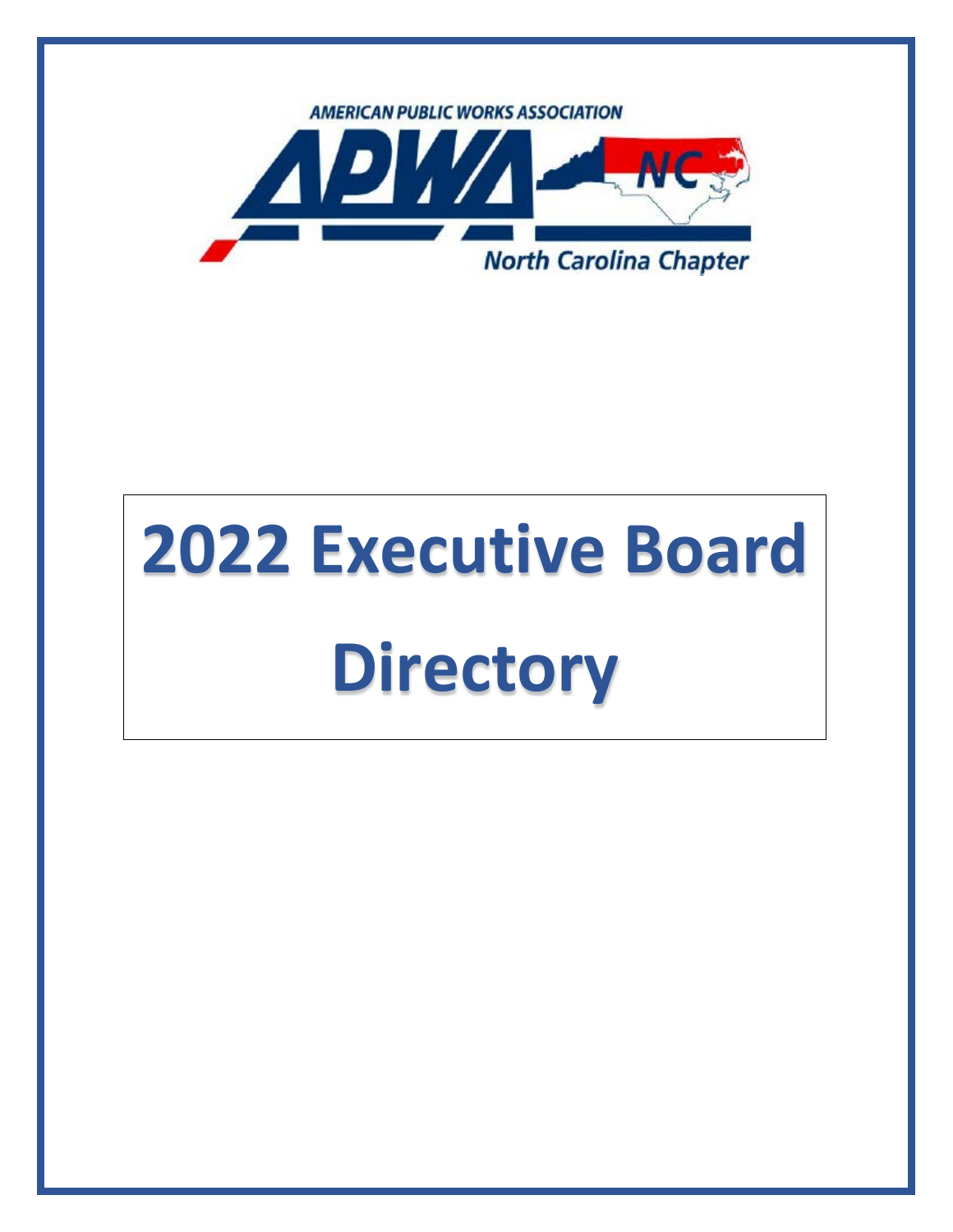AMERICAN PUBLIC WORKS ASSOCIATION

APWA NC

North Carolina Chapter

# 2022 Executive Board Directory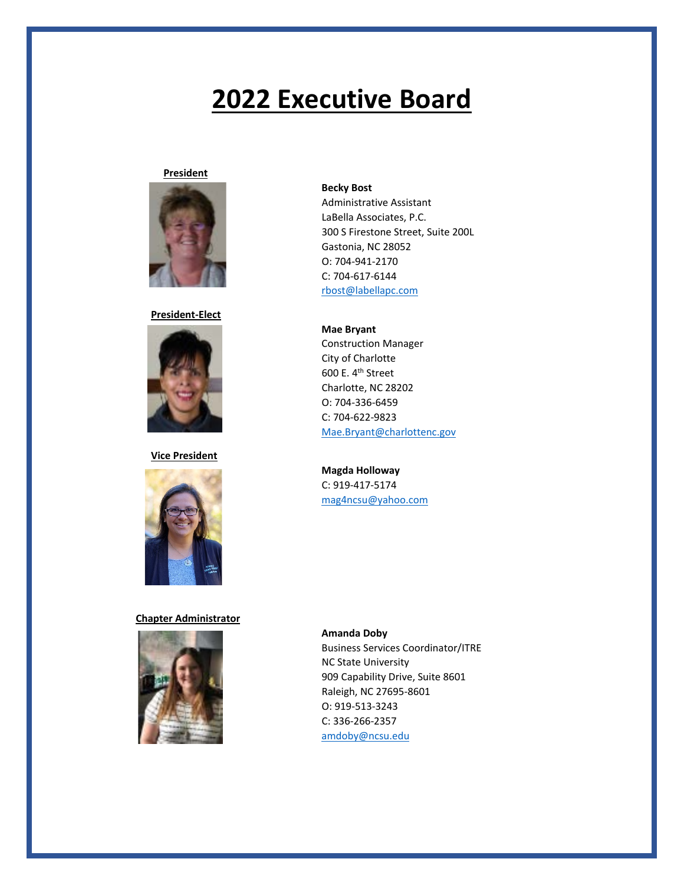# 2022 Executive Board

**President**

**Becky Bost**
Administrative Assistant
LaBella Associates, P.C.
300 S Firestone Street, Suite 200L
Gastonia, NC 28052
O: 704-941-2170
C: 704-617-6144
rbost@labellapc.com

**President-Elect**

**Mae Bryant**
Construction Manager
City of Charlotte
600 E. 4th Street
Charlotte, NC 28202
O: 704-336-6459
C: 704-622-9823
Mae.Bryant@charlottenc.gov

**Vice President**

**Magda Holloway**
C: 919-417-5174
mag4ncsu@yahoo.com

**Chapter Administrator**

**Amanda Doby**
Business Services Coordinator/ITRE
NC State University
909 Capability Drive, Suite 8601
Raleigh, NC 27695-8601
O: 919-513-3243
C: 336-266-2357
amdoby@ncsu.edu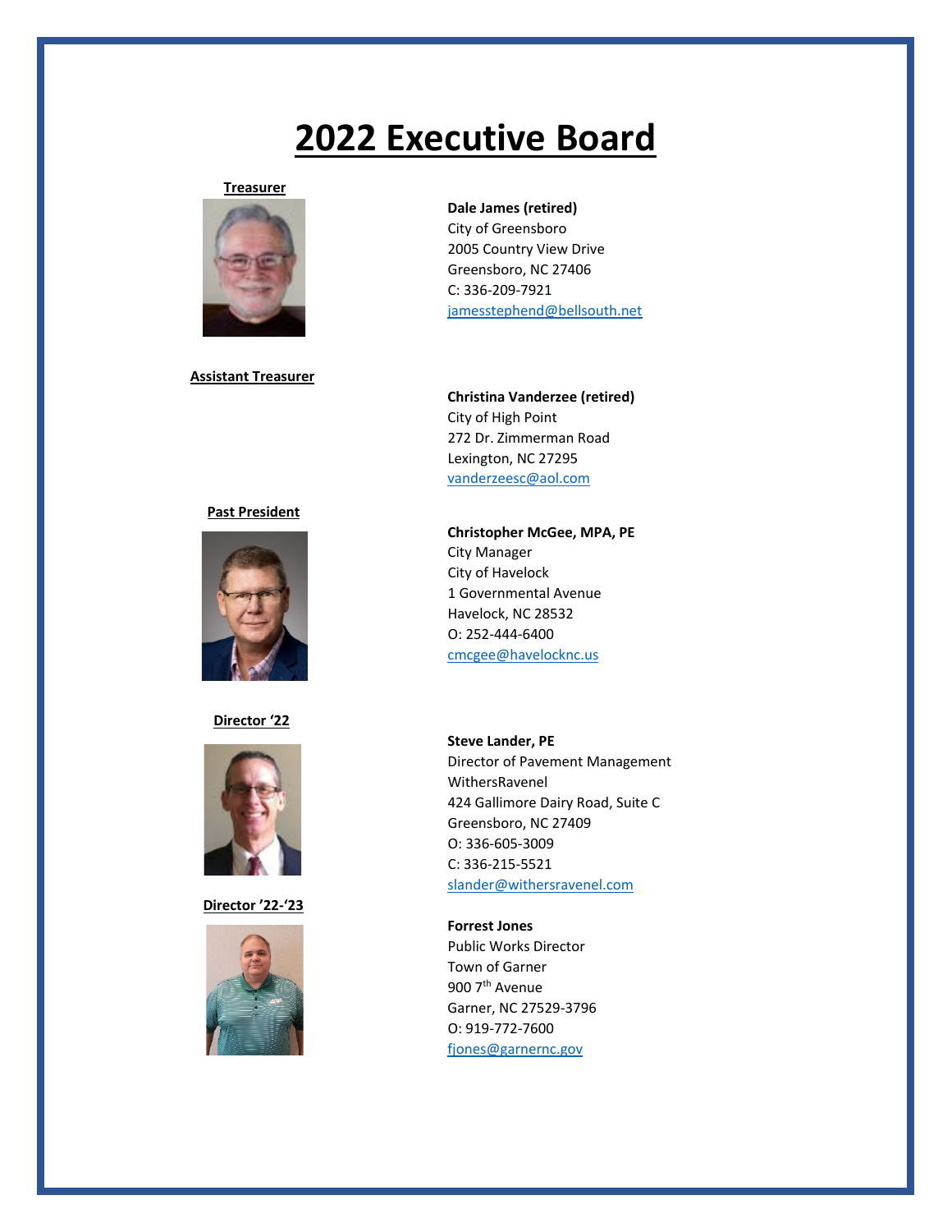# 2022 Executive Board

**Treasurer**

**Dale James (retired)**
City of Greensboro
2005 Country View Drive
Greensboro, NC 27406
C: 336-209-7921
jamesstephend@bellsouth.net

**Assistant Treasurer**

**Christina Vanderzee (retired)**
City of High Point
272 Dr. Zimmerman Road
Lexington, NC 27295
vanderzeesc@aol.com

**Past President**

**Christopher McGee, MPA, PE**
City Manager
City of Havelock
1 Governmental Avenue
Havelock, NC 28532
O: 252-444-6400
cmcgee@havelocknc.us

**Director '22**

**Steve Lander, PE**
Director of Pavement Management
WithersRavenel
424 Gallimore Dairy Road, Suite C
Greensboro, NC 27409
O: 336-605-3009
C: 336-215-5521
slander@withersravenel.com

**Director '22-'23**

**Forrest Jones**
Public Works Director
Town of Garner
900 7th Avenue
Garner, NC 27529-3796
O: 919-772-7600
fjones@garnernc.gov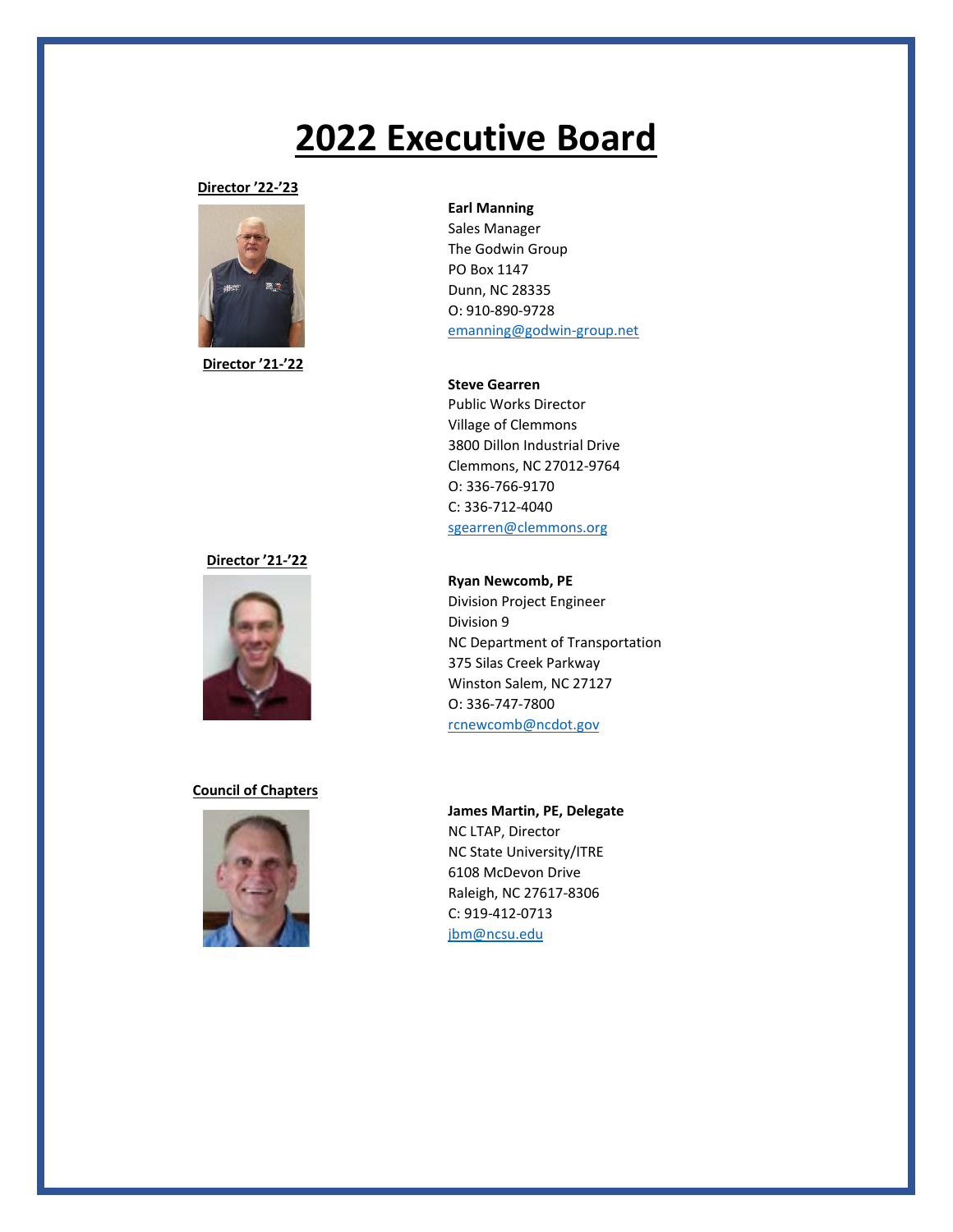# 2022 Executive Board

**Director '22-'23**

**Earl Manning**
Sales Manager
The Godwin Group
PO Box 1147
Dunn, NC 28335
O: 910-890-9728
emanning@godwin-group.net

**Director '21-'22**

**Steve Gearren**
Public Works Director
Village of Clemmons
3800 Dillon Industrial Drive
Clemmons, NC 27012-9764
O: 336-766-9170
C: 336-712-4040
sgearren@clemmons.org

**Director '21-'22**

**Ryan Newcomb, PE**
Division Project Engineer
Division 9
NC Department of Transportation
375 Silas Creek Parkway
Winston Salem, NC 27127
O: 336-747-7800
rcnewcomb@ncdot.gov

**Council of Chapters**

**James Martin, PE, Delegate**
NC LTAP, Director
NC State University/ITRE
6108 McDevon Drive
Raleigh, NC 27617-8306
C: 919-412-0713
jbm@ncsu.edu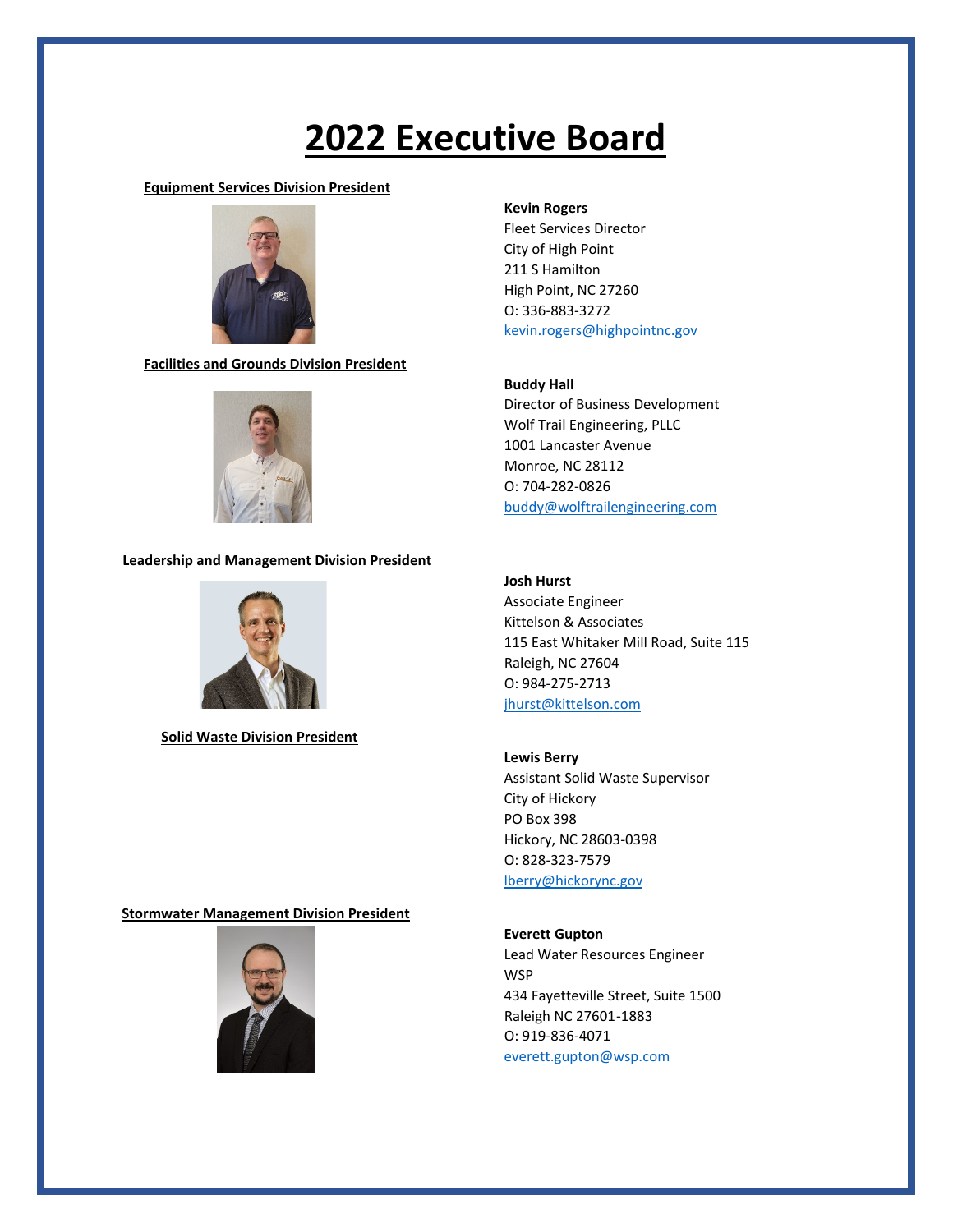# 2022 Executive Board

**Equipment Services Division President**

**Kevin Rogers**
Fleet Services Director
City of High Point
211 S Hamilton
High Point, NC 27260
O: 336-883-3272
kevin.rogers@highpointnc.gov

**Facilities and Grounds Division President**

**Buddy Hall**
Director of Business Development
Wolf Trail Engineering, PLLC
1001 Lancaster Avenue
Monroe, NC 28112
O: 704-282-0826
buddy@wolftrailengineering.com

**Leadership and Management Division President**

**Josh Hurst**
Associate Engineer
Kittelson & Associates
115 East Whitaker Mill Road, Suite 115
Raleigh, NC 27604
O: 984-275-2713
jhurst@kittelson.com

**Solid Waste Division President**

**Lewis Berry**
Assistant Solid Waste Supervisor
City of Hickory
PO Box 398
Hickory, NC 28603-0398
O: 828-323-7579
lberry@hickorync.gov

**Stormwater Management Division President**

**Everett Gupton**
Lead Water Resources Engineer
WSP
434 Fayetteville Street, Suite 1500
Raleigh NC 27601-1883
O: 919-836-4071
everett.gupton@wsp.com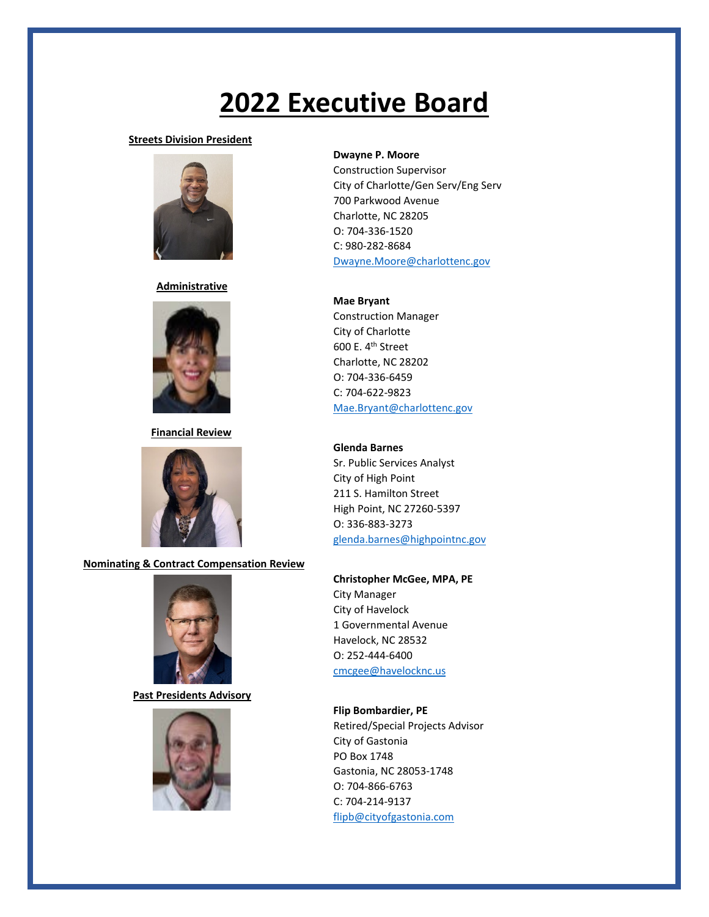# 2022 Executive Board

**Streets Division President**

**Dwayne P. Moore**
Construction Supervisor
City of Charlotte/Gen Serv/Eng Serv
700 Parkwood Avenue
Charlotte, NC 28205
O: 704-336-1520
C: 980-282-8684
Dwayne.Moore@charlottenc.gov

**Administrative**

**Mae Bryant**
Construction Manager
City of Charlotte
600 E. 4th Street
Charlotte, NC 28202
O: 704-336-6459
C: 704-622-9823
Mae.Bryant@charlottenc.gov

**Financial Review**

**Glenda Barnes**
Sr. Public Services Analyst
City of High Point
211 S. Hamilton Street
High Point, NC 27260-5397
O: 336-883-3273
glenda.barnes@highpointnc.gov

**Nominating & Contract Compensation Review**

**Christopher McGee, MPA, PE**
City Manager
City of Havelock
1 Governmental Avenue
Havelock, NC 28532
O: 252-444-6400
cmcgee@havelocknc.us

**Past Presidents Advisory**

**Flip Bombardier, PE**
Retired/Special Projects Advisor
City of Gastonia
PO Box 1748
Gastonia, NC 28053-1748
O: 704-866-6763
C: 704-214-9137
flipb@cityofgastonia.com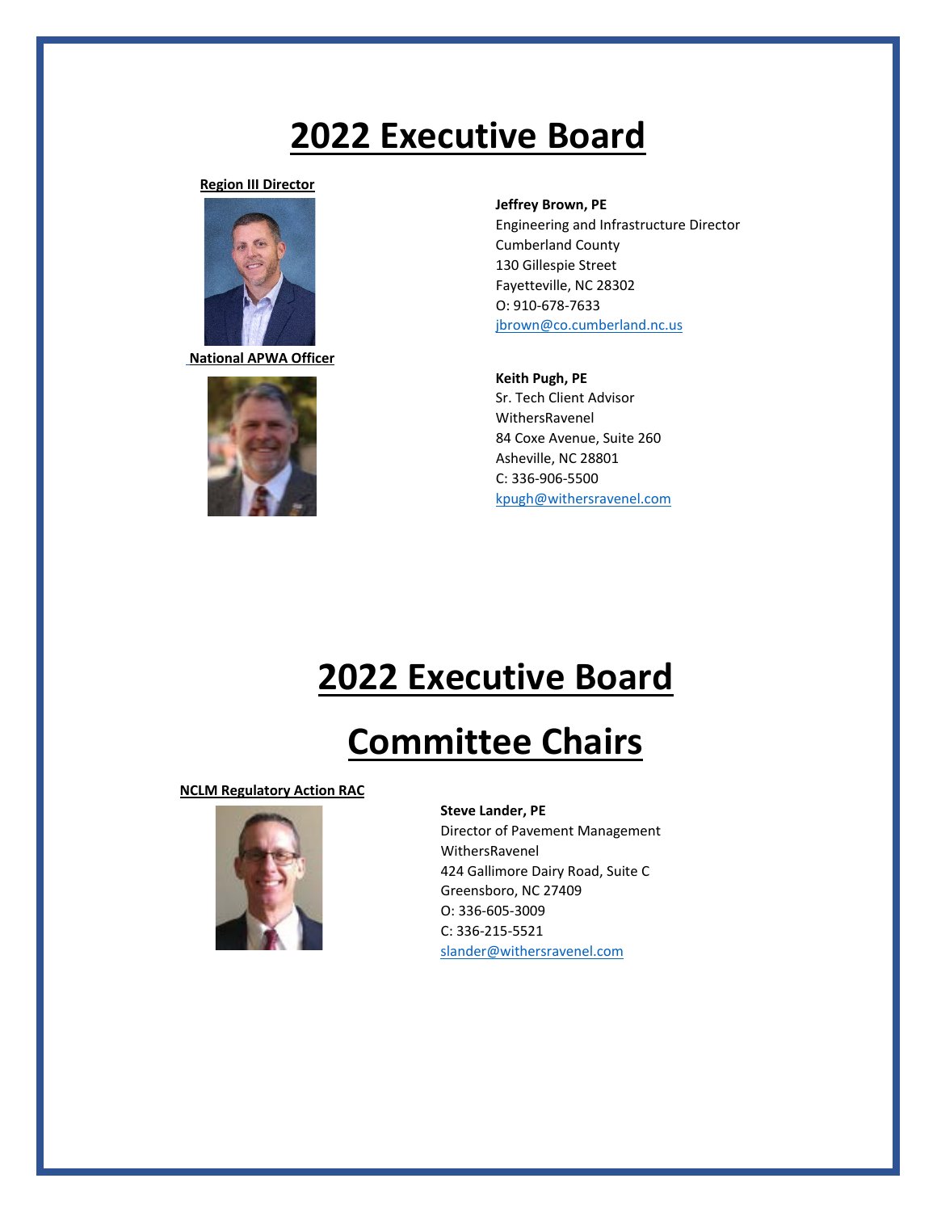# 2022 Executive Board

**Region III Director**

**Jeffrey Brown, PE**
Engineering and Infrastructure Director
Cumberland County
130 Gillespie Street
Fayetteville, NC 28302
O: 910-678-7633
jbrown@co.cumberland.nc.us

**National APWA Officer**

**Keith Pugh, PE**
Sr. Tech Client Advisor
WithersRavenel
84 Coxe Avenue, Suite 260
Asheville, NC 28801
C: 336-906-5500
kpugh@withersravenel.com

# 2022 Executive Board

# Committee Chairs

**NCLM Regulatory Action RAC**

**Steve Lander, PE**
Director of Pavement Management
WithersRavenel
424 Gallimore Dairy Road, Suite C
Greensboro, NC 27409
O: 336-605-3009
C: 336-215-5521
slander@withersravenel.com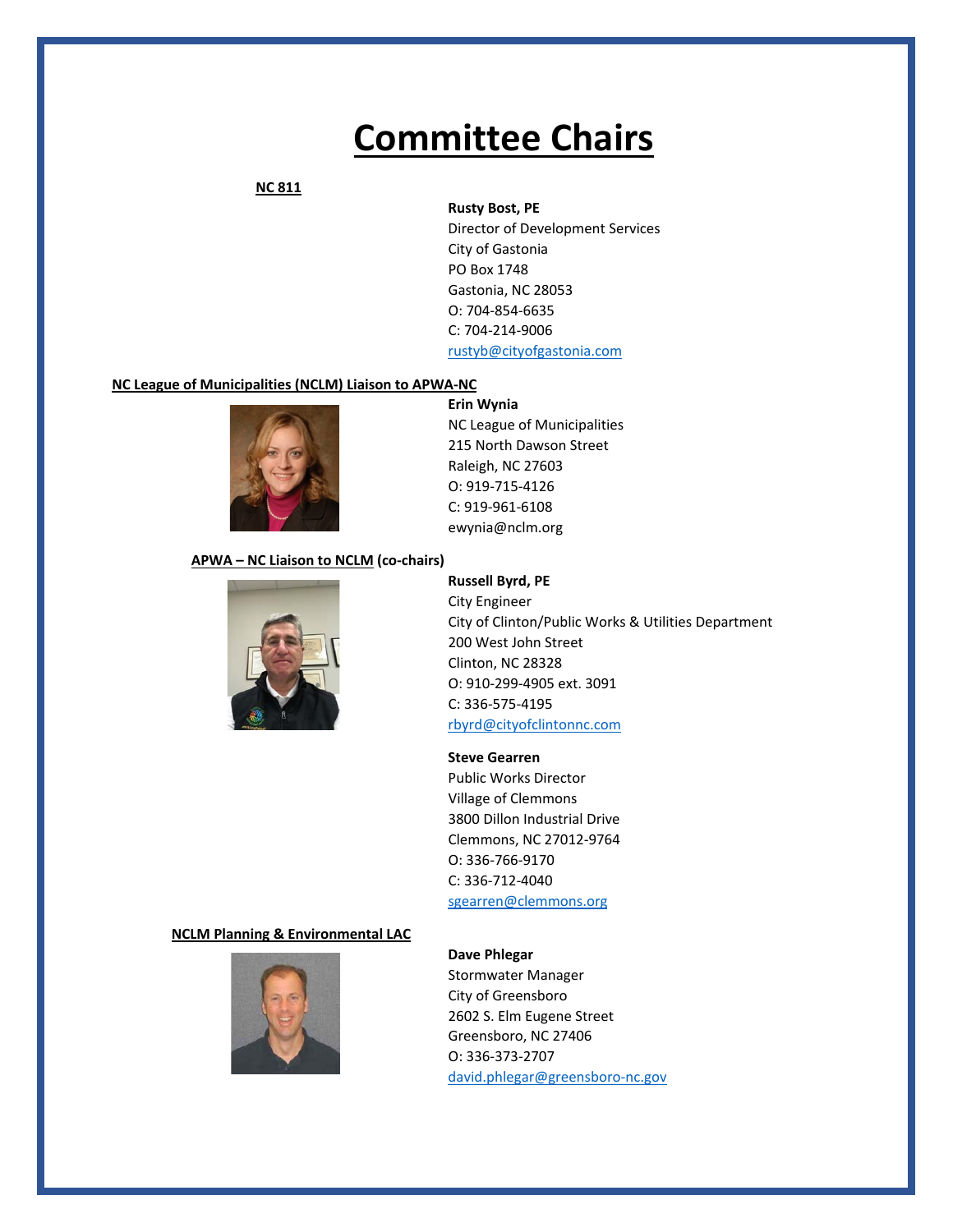# Committee Chairs

**NC 811**

**Rusty Bost, PE**
Director of Development Services
City of Gastonia
PO Box 1748
Gastonia, NC 28053
O: 704-854-6635
C: 704-214-9006
rustyb@cityofgastonia.com

**NC League of Municipalities (NCLM) Liaison to APWA-NC**

**Erin Wynia**
NC League of Municipalities
215 North Dawson Street
Raleigh, NC 27603
O: 919-715-4126
C: 919-961-6108
ewynia@nclm.org

**APWA – NC Liaison to NCLM (co-chairs)**

**Russell Byrd, PE**
City Engineer
City of Clinton/Public Works & Utilities Department
200 West John Street
Clinton, NC 28328
O: 910-299-4905 ext. 3091
C: 336-575-4195
rbyrd@cityofclintonnc.com

**Steve Gearren**
Public Works Director
Village of Clemmons
3800 Dillon Industrial Drive
Clemmons, NC 27012-9764
O: 336-766-9170
C: 336-712-4040
sgearren@clemmons.org

**NCLM Planning & Environmental LAC**

**Dave Phlegar**
Stormwater Manager
City of Greensboro
2602 S. Elm Eugene Street
Greensboro, NC 27406
O: 336-373-2707
david.phlegar@greensboro-nc.gov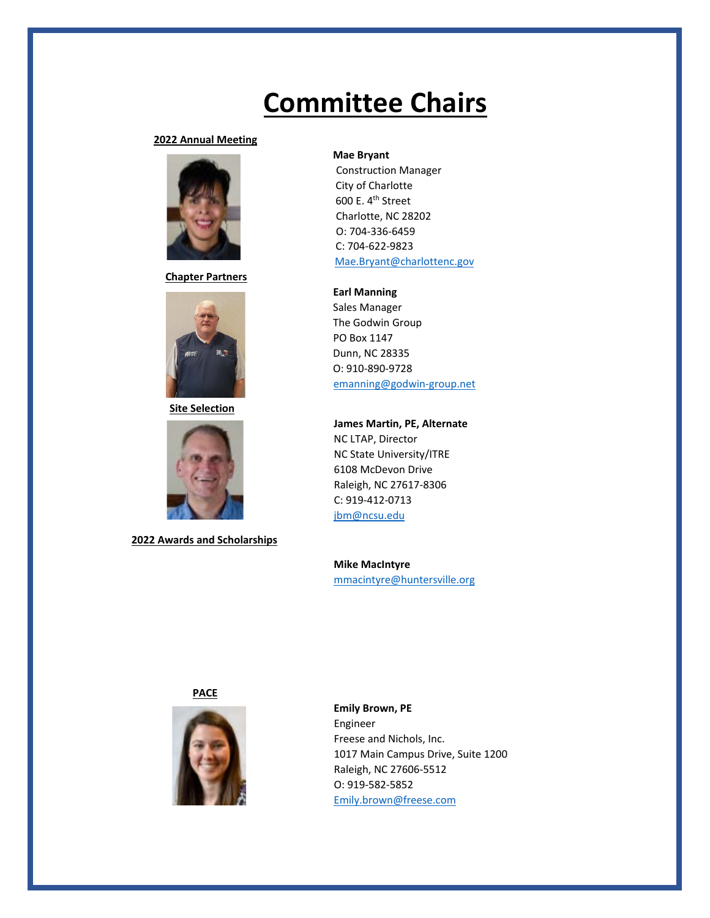# Committee Chairs

**2022 Annual Meeting**

**Mae Bryant**
Construction Manager
City of Charlotte
600 E. 4th Street
Charlotte, NC 28202
O: 704-336-6459
C: 704-622-9823
Mae.Bryant@charlottenc.gov

**Chapter Partners**

**Earl Manning**
Sales Manager
The Godwin Group
PO Box 1147
Dunn, NC 28335
O: 910-890-9728
emanning@godwin-group.net

**Site Selection**

**James Martin, PE, Alternate**
NC LTAP, Director
NC State University/ITRE
6108 McDevon Drive
Raleigh, NC 27617-8306
C: 919-412-0713
jbm@ncsu.edu

**2022 Awards and Scholarships**

**Mike MacIntyre**
mmacintyre@huntersville.org

**PACE**

**Emily Brown, PE**
Engineer
Freese and Nichols, Inc.
1017 Main Campus Drive, Suite 1200
Raleigh, NC 27606-5512
O: 919-582-5852
Emily.brown@freese.com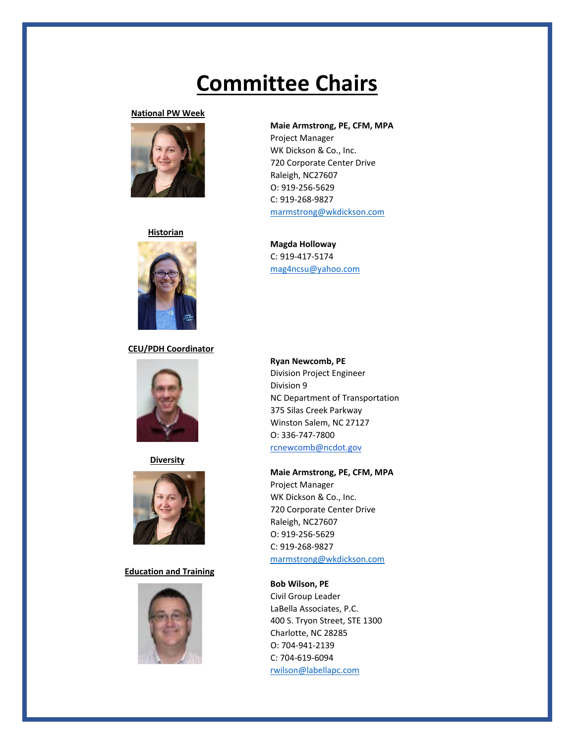# Committee Chairs

### National PW Week

**Maie Armstrong, PE, CFM, MPA**
Project Manager
WK Dickson & Co., Inc.
720 Corporate Center Drive
Raleigh, NC27607
O: 919-256-5629
C: 919-268-9827
marmstrong@wkdickson.com

### Historian

**Magda Holloway**
C: 919-417-5174
mag4ncsu@yahoo.com

### CEU/PDH Coordinator

**Ryan Newcomb, PE**
Division Project Engineer
Division 9
NC Department of Transportation
375 Silas Creek Parkway
Winston Salem, NC 27127
O: 336-747-7800
rcnewcomb@ncdot.gov

### Diversity

**Maie Armstrong, PE, CFM, MPA**
Project Manager
WK Dickson & Co., Inc.
720 Corporate Center Drive
Raleigh, NC27607
O: 919-256-5629
C: 919-268-9827
marmstrong@wkdickson.com

### Education and Training

**Bob Wilson, PE**
Civil Group Leader
LaBella Associates, P.C.
400 S. Tryon Street, STE 1300
Charlotte, NC 28285
O: 704-941-2139
C: 704-619-6094
rwilson@labellapc.com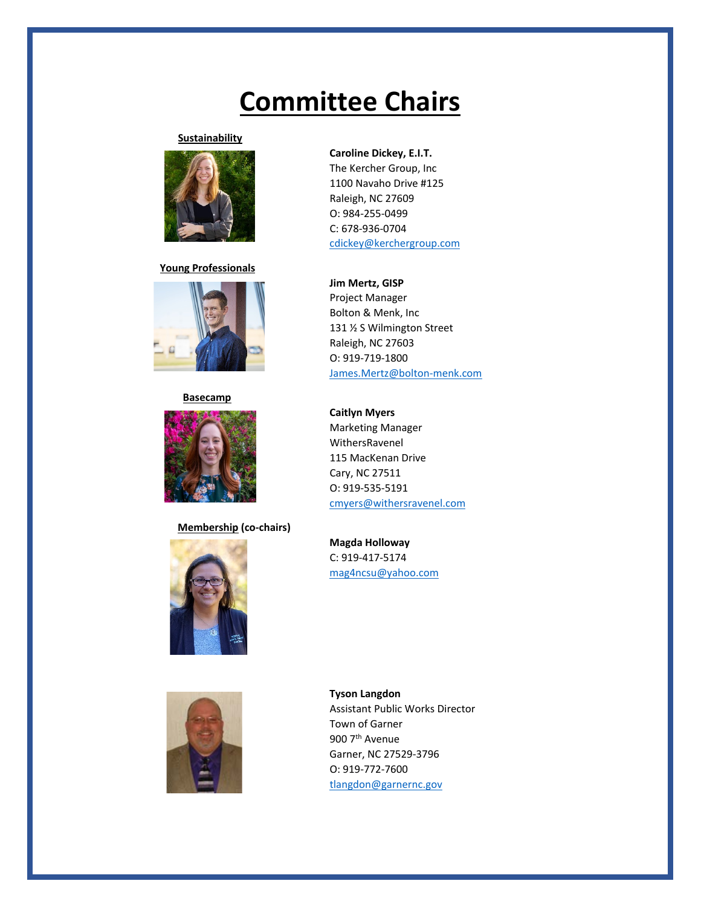# Committee Chairs

**Sustainability**

**Caroline Dickey, E.I.T.**
The Kercher Group, Inc
1100 Navaho Drive #125
Raleigh, NC 27609
O: 984-255-0499
C: 678-936-0704
cdickey@kerchergroup.com

**Young Professionals**

**Jim Mertz, GISP**
Project Manager
Bolton & Menk, Inc
131 ½ S Wilmington Street
Raleigh, NC 27603
O: 919-719-1800
James.Mertz@bolton-menk.com

**Basecamp**

**Caitlyn Myers**
Marketing Manager
WithersRavenel
115 MacKenan Drive
Cary, NC 27511
O: 919-535-5191
cmyers@withersravenel.com

**Membership (co-chairs)**

**Magda Holloway**
C: 919-417-5174
mag4ncsu@yahoo.com

**Tyson Langdon**
Assistant Public Works Director
Town of Garner
900 7th Avenue
Garner, NC 27529-3796
O: 919-772-7600
tlangdon@garnernc.gov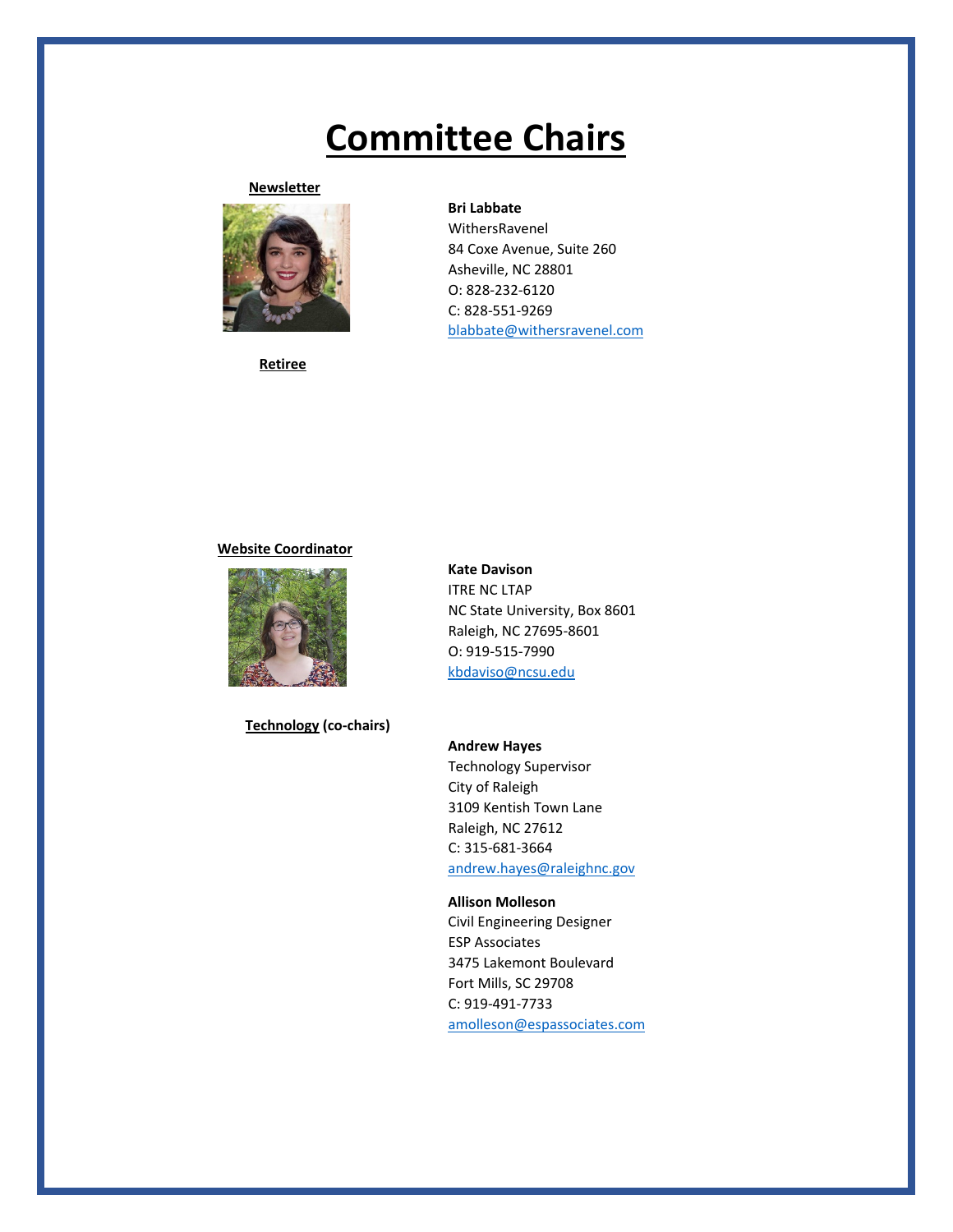# Committee Chairs

**Newsletter**

**Bri Labbate**
WithersRavenel
84 Coxe Avenue, Suite 260
Asheville, NC 28801
O: 828-232-6120
C: 828-551-9269
blabbate@withersravenel.com

**Retiree**

**Website Coordinator**

**Kate Davison**
ITRE NC LTAP
NC State University, Box 8601
Raleigh, NC 27695-8601
O: 919-515-7990
kbdaviso@ncsu.edu

**Technology (co-chairs)**

**Andrew Hayes**
Technology Supervisor
City of Raleigh
3109 Kentish Town Lane
Raleigh, NC 27612
C: 315-681-3664
andrew.hayes@raleighnc.gov

**Allison Molleson**
Civil Engineering Designer
ESP Associates
3475 Lakemont Boulevard
Fort Mills, SC 29708
C: 919-491-7733
amolleson@espassociates.com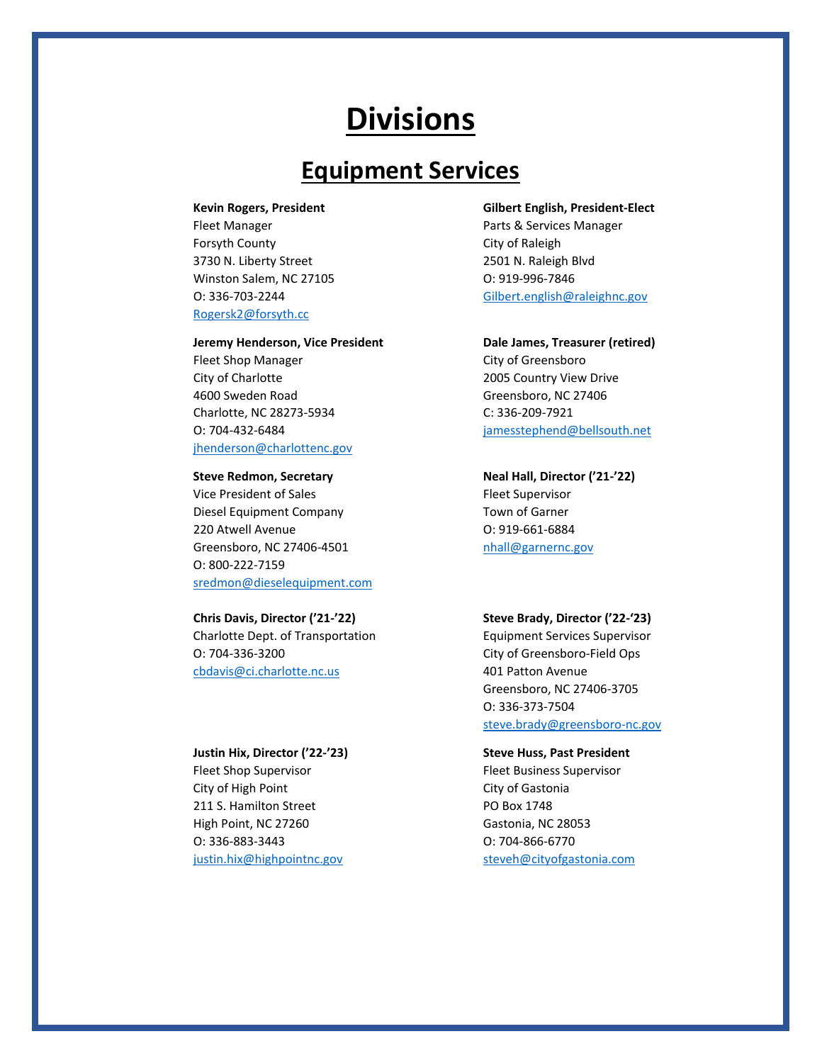# Divisions

## Equipment Services

**Kevin Rogers, President**
Fleet Manager
Forsyth County
3730 N. Liberty Street
Winston Salem, NC 27105
O: 336-703-2244
Rogersk2@forsyth.cc

**Gilbert English, President-Elect**
Parts & Services Manager
City of Raleigh
2501 N. Raleigh Blvd
O: 919-996-7846
Gilbert.english@raleighnc.gov

**Jeremy Henderson, Vice President**
Fleet Shop Manager
City of Charlotte
4600 Sweden Road
Charlotte, NC 28273-5934
O: 704-432-6484
jhenderson@charlottenc.gov

**Dale James, Treasurer (retired)**
City of Greensboro
2005 Country View Drive
Greensboro, NC 27406
C: 336-209-7921
jamesstephend@bellsouth.net

**Steve Redmon, Secretary**
Vice President of Sales
Diesel Equipment Company
220 Atwell Avenue
Greensboro, NC 27406-4501
O: 800-222-7159
sredmon@dieselequipment.com

**Neal Hall, Director ('21-'22)**
Fleet Supervisor
Town of Garner
O: 919-661-6884
nhall@garnernc.gov

**Chris Davis, Director ('21-'22)**
Charlotte Dept. of Transportation
O: 704-336-3200
cbdavis@ci.charlotte.nc.us

**Steve Brady, Director ('22-'23)**
Equipment Services Supervisor
City of Greensboro-Field Ops
401 Patton Avenue
Greensboro, NC 27406-3705
O: 336-373-7504
steve.brady@greensboro-nc.gov

**Justin Hix, Director ('22-'23)**
Fleet Shop Supervisor
City of High Point
211 S. Hamilton Street
High Point, NC 27260
O: 336-883-3443
justin.hix@highpointnc.gov

**Steve Huss, Past President**
Fleet Business Supervisor
City of Gastonia
PO Box 1748
Gastonia, NC 28053
O: 704-866-6770
steveh@cityofgastonia.com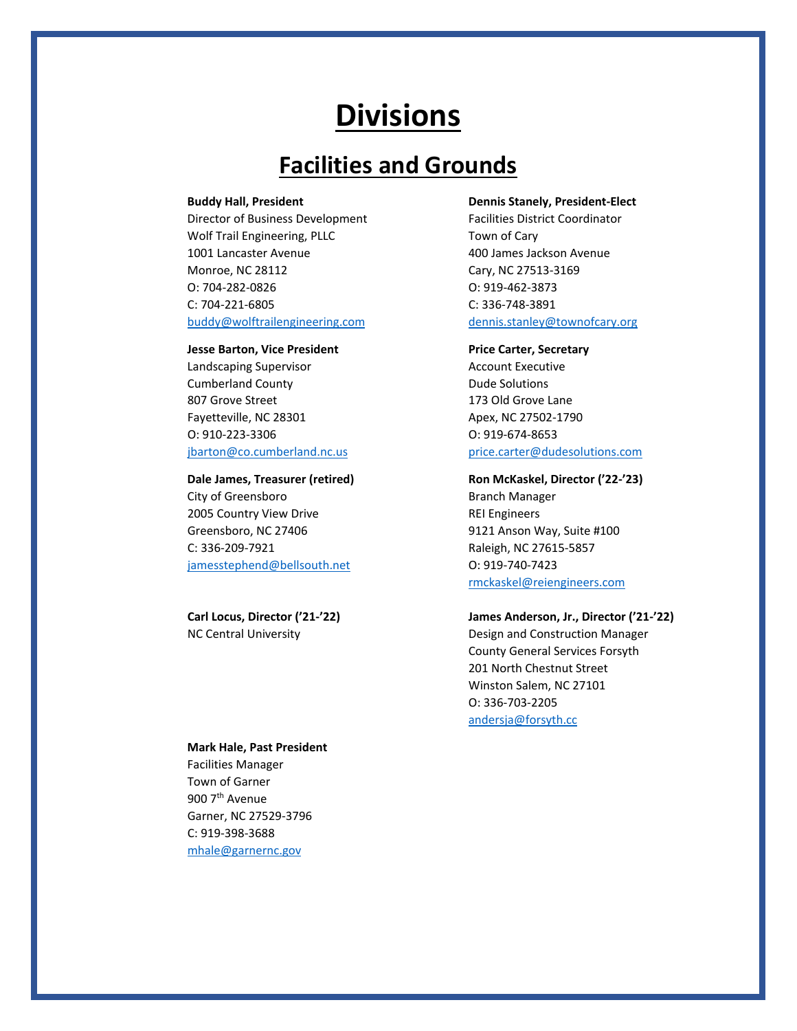# Divisions

## Facilities and Grounds

**Buddy Hall, President**
Director of Business Development
Wolf Trail Engineering, PLLC
1001 Lancaster Avenue
Monroe, NC 28112
O: 704-282-0826
C: 704-221-6805
buddy@wolftrailengineering.com

**Dennis Stanely, President-Elect**
Facilities District Coordinator
Town of Cary
400 James Jackson Avenue
Cary, NC 27513-3169
O: 919-462-3873
C: 336-748-3891
dennis.stanley@townofcary.org

**Jesse Barton, Vice President**
Landscaping Supervisor
Cumberland County
807 Grove Street
Fayetteville, NC 28301
O: 910-223-3306
jbarton@co.cumberland.nc.us

**Price Carter, Secretary**
Account Executive
Dude Solutions
173 Old Grove Lane
Apex, NC 27502-1790
O: 919-674-8653
price.carter@dudesolutions.com

**Dale James, Treasurer (retired)**
City of Greensboro
2005 Country View Drive
Greensboro, NC 27406
C: 336-209-7921
jamesstephend@bellsouth.net

**Ron McKaskel, Director ('22-'23)**
Branch Manager
REI Engineers
9121 Anson Way, Suite #100
Raleigh, NC 27615-5857
O: 919-740-7423
rmckaskel@reiengineers.com

**Carl Locus, Director ('21-'22)**
NC Central University

**James Anderson, Jr., Director ('21-'22)**
Design and Construction Manager
County General Services Forsyth
201 North Chestnut Street
Winston Salem, NC 27101
O: 336-703-2205
andersja@forsyth.cc

**Mark Hale, Past President**
Facilities Manager
Town of Garner
900 7th Avenue
Garner, NC 27529-3796
C: 919-398-3688
mhale@garnernc.gov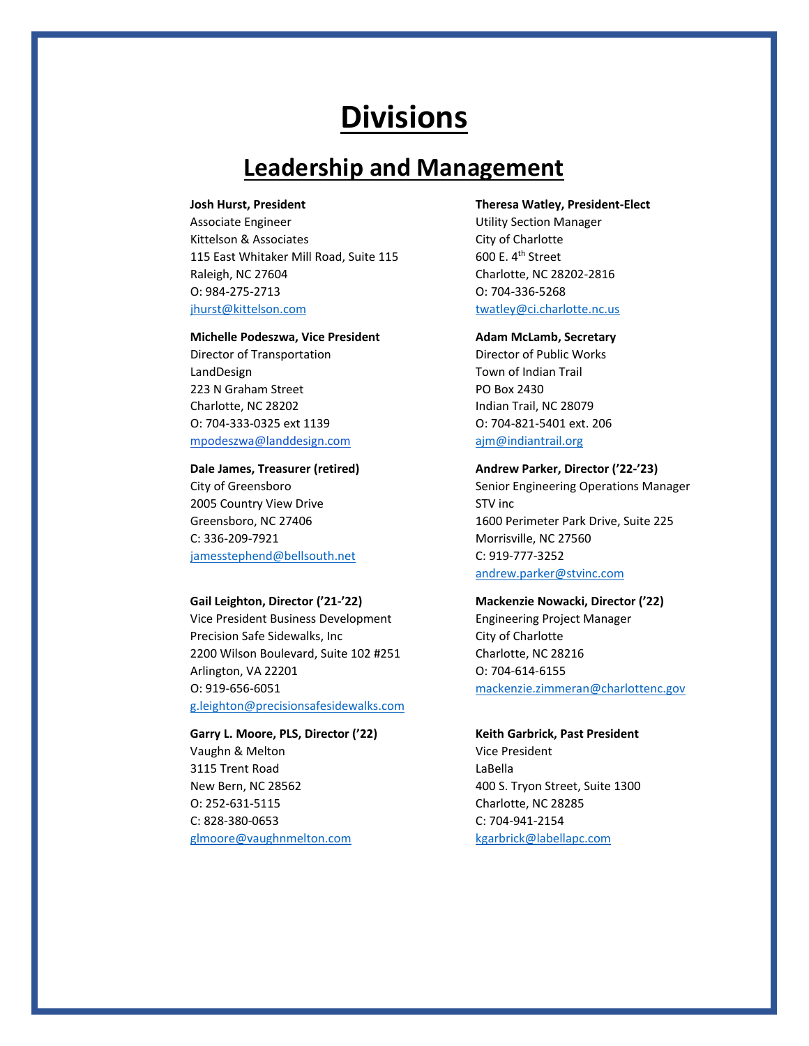# Divisions

## Leadership and Management

**Josh Hurst, President**
Associate Engineer
Kittelson & Associates
115 East Whitaker Mill Road, Suite 115
Raleigh, NC 27604
O: 984-275-2713
jhurst@kittelson.com

**Theresa Watley, President-Elect**
Utility Section Manager
City of Charlotte
600 E. 4th Street
Charlotte, NC 28202-2816
O: 704-336-5268
twatley@ci.charlotte.nc.us

**Michelle Podeszwa, Vice President**
Director of Transportation
LandDesign
223 N Graham Street
Charlotte, NC 28202
O: 704-333-0325 ext 1139
mpodeszwa@landdesign.com

**Adam McLamb, Secretary**
Director of Public Works
Town of Indian Trail
PO Box 2430
Indian Trail, NC 28079
O: 704-821-5401 ext. 206
ajm@indiantrail.org

**Dale James, Treasurer (retired)**
City of Greensboro
2005 Country View Drive
Greensboro, NC 27406
C: 336-209-7921
jamesstephend@bellsouth.net

**Andrew Parker, Director ('22-'23)**
Senior Engineering Operations Manager
STV inc
1600 Perimeter Park Drive, Suite 225
Morrisville, NC 27560
C: 919-777-3252
andrew.parker@stvinc.com

**Gail Leighton, Director ('21-'22)**
Vice President Business Development
Precision Safe Sidewalks, Inc
2200 Wilson Boulevard, Suite 102 #251
Arlington, VA 22201
O: 919-656-6051
g.leighton@precisionsafesidewalks.com

**Mackenzie Nowacki, Director ('22)**
Engineering Project Manager
City of Charlotte
Charlotte, NC 28216
O: 704-614-6155
mackenzie.zimmeran@charlottenc.gov

**Garry L. Moore, PLS, Director ('22)**
Vaughn & Melton
3115 Trent Road
New Bern, NC 28562
O: 252-631-5115
C: 828-380-0653
glmoore@vaughnmelton.com

**Keith Garbrick, Past President**
Vice President
LaBella
400 S. Tryon Street, Suite 1300
Charlotte, NC 28285
C: 704-941-2154
kgarbrick@labellapc.com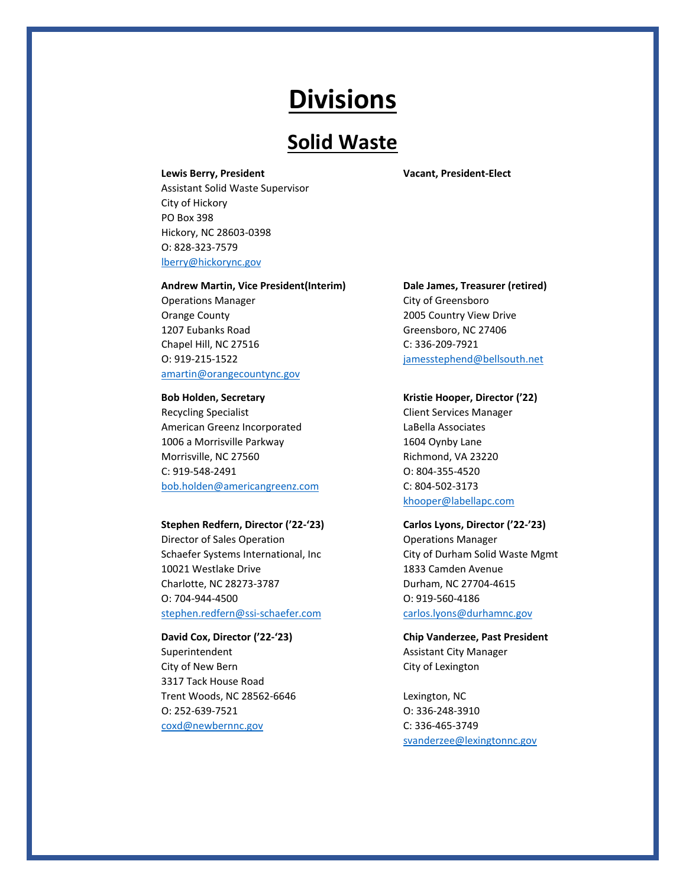# Divisions

## Solid Waste

**Lewis Berry, President**
Assistant Solid Waste Supervisor
City of Hickory
PO Box 398
Hickory, NC 28603-0398
O: 828-323-7579
lberry@hickorync.gov

**Vacant, President-Elect**

**Andrew Martin, Vice President(Interim)**
Operations Manager
Orange County
1207 Eubanks Road
Chapel Hill, NC 27516
O: 919-215-1522
amartin@orangecountync.gov

**Dale James, Treasurer (retired)**
City of Greensboro
2005 Country View Drive
Greensboro, NC 27406
C: 336-209-7921
jamesstephend@bellsouth.net

**Bob Holden, Secretary**
Recycling Specialist
American Greenz Incorporated
1006 a Morrisville Parkway
Morrisville, NC 27560
C: 919-548-2491
bob.holden@americangreenz.com

**Kristie Hooper, Director ('22)**
Client Services Manager
LaBella Associates
1604 Oynby Lane
Richmond, VA 23220
O: 804-355-4520
C: 804-502-3173
khooper@labellapc.com

**Stephen Redfern, Director ('22-'23)**
Director of Sales Operation
Schaefer Systems International, Inc
10021 Westlake Drive
Charlotte, NC 28273-3787
O: 704-944-4500
stephen.redfern@ssi-schaefer.com

**Carlos Lyons, Director ('22-'23)**
Operations Manager
City of Durham Solid Waste Mgmt
1833 Camden Avenue
Durham, NC 27704-4615
O: 919-560-4186
carlos.lyons@durhamnc.gov

**David Cox, Director ('22-'23)**
Superintendent
City of New Bern
3317 Tack House Road
Trent Woods, NC 28562-6646
O: 252-639-7521
coxd@newbernnc.gov

**Chip Vanderzee, Past President**
Assistant City Manager
City of Lexington

Lexington, NC
O: 336-248-3910
C: 336-465-3749
svanderzee@lexingtonnc.gov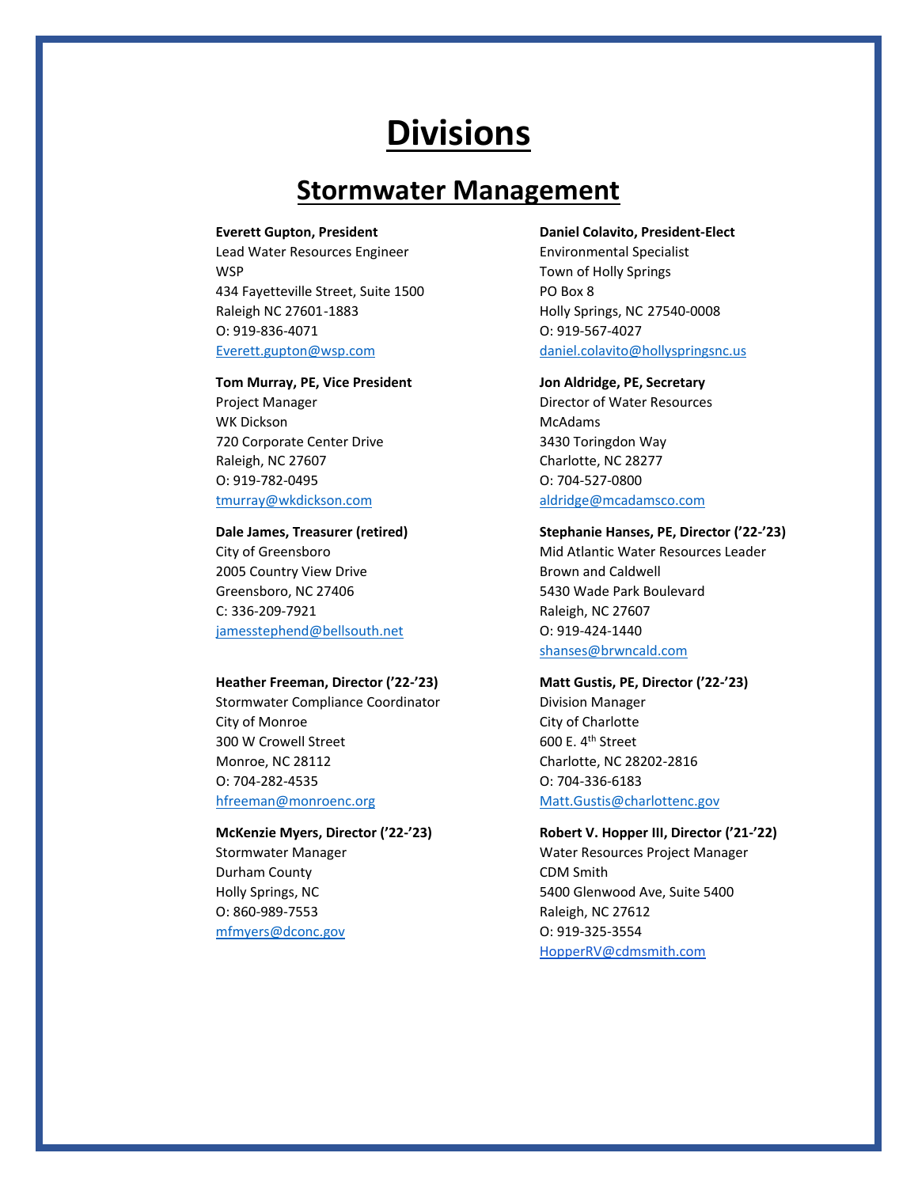# Divisions

## Stormwater Management

**Everett Gupton, President**
Lead Water Resources Engineer
WSP
434 Fayetteville Street, Suite 1500
Raleigh NC 27601-1883
O: 919-836-4071
Everett.gupton@wsp.com

**Daniel Colavito, President-Elect**
Environmental Specialist
Town of Holly Springs
PO Box 8
Holly Springs, NC 27540-0008
O: 919-567-4027
daniel.colavito@hollyspringsnc.us

**Tom Murray, PE, Vice President**
Project Manager
WK Dickson
720 Corporate Center Drive
Raleigh, NC 27607
O: 919-782-0495
tmurray@wkdickson.com

**Jon Aldridge, PE, Secretary**
Director of Water Resources
McAdams
3430 Toringdon Way
Charlotte, NC 28277
O: 704-527-0800
aldridge@mcadamsco.com

**Dale James, Treasurer (retired)**
City of Greensboro
2005 Country View Drive
Greensboro, NC 27406
C: 336-209-7921
jamesstephend@bellsouth.net

**Stephanie Hanses, PE, Director ('22-'23)**
Mid Atlantic Water Resources Leader
Brown and Caldwell
5430 Wade Park Boulevard
Raleigh, NC 27607
O: 919-424-1440
shanses@brwncald.com

**Heather Freeman, Director ('22-'23)**
Stormwater Compliance Coordinator
City of Monroe
300 W Crowell Street
Monroe, NC 28112
O: 704-282-4535
hfreeman@monroenc.org

**Matt Gustis, PE, Director ('22-'23)**
Division Manager
City of Charlotte
600 E. 4th Street
Charlotte, NC 28202-2816
O: 704-336-6183
Matt.Gustis@charlottenc.gov

**McKenzie Myers, Director ('22-'23)**
Stormwater Manager
Durham County
Holly Springs, NC
O: 860-989-7553
mfmyers@dconc.gov

**Robert V. Hopper III, Director ('21-'22)**
Water Resources Project Manager
CDM Smith
5400 Glenwood Ave, Suite 5400
Raleigh, NC 27612
O: 919-325-3554
HopperRV@cdmsmith.com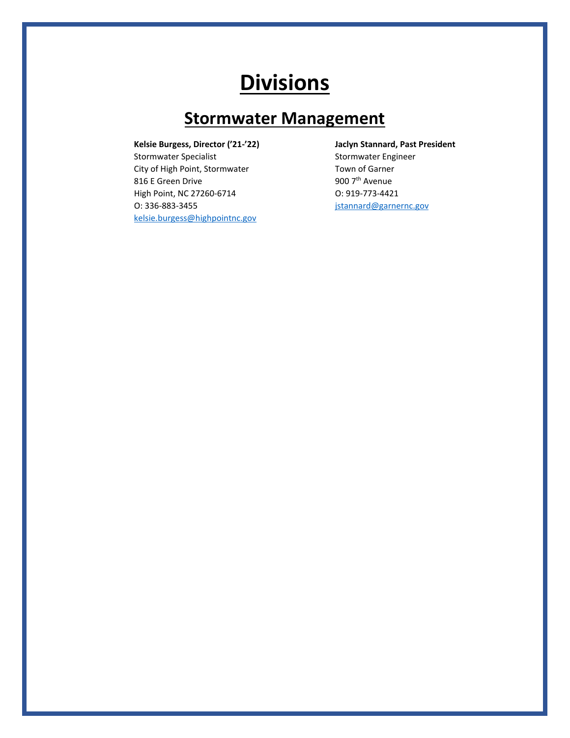# Divisions

## Stormwater Management

**Kelsie Burgess, Director (’21-’22)**
Stormwater Specialist
City of High Point, Stormwater
816 E Green Drive
High Point, NC 27260-6714
O: 336-883-3455
kelsie.burgess@highpointnc.gov

**Jaclyn Stannard, Past President**
Stormwater Engineer
Town of Garner
900 7th Avenue
O: 919-773-4421
jstannard@garnernc.gov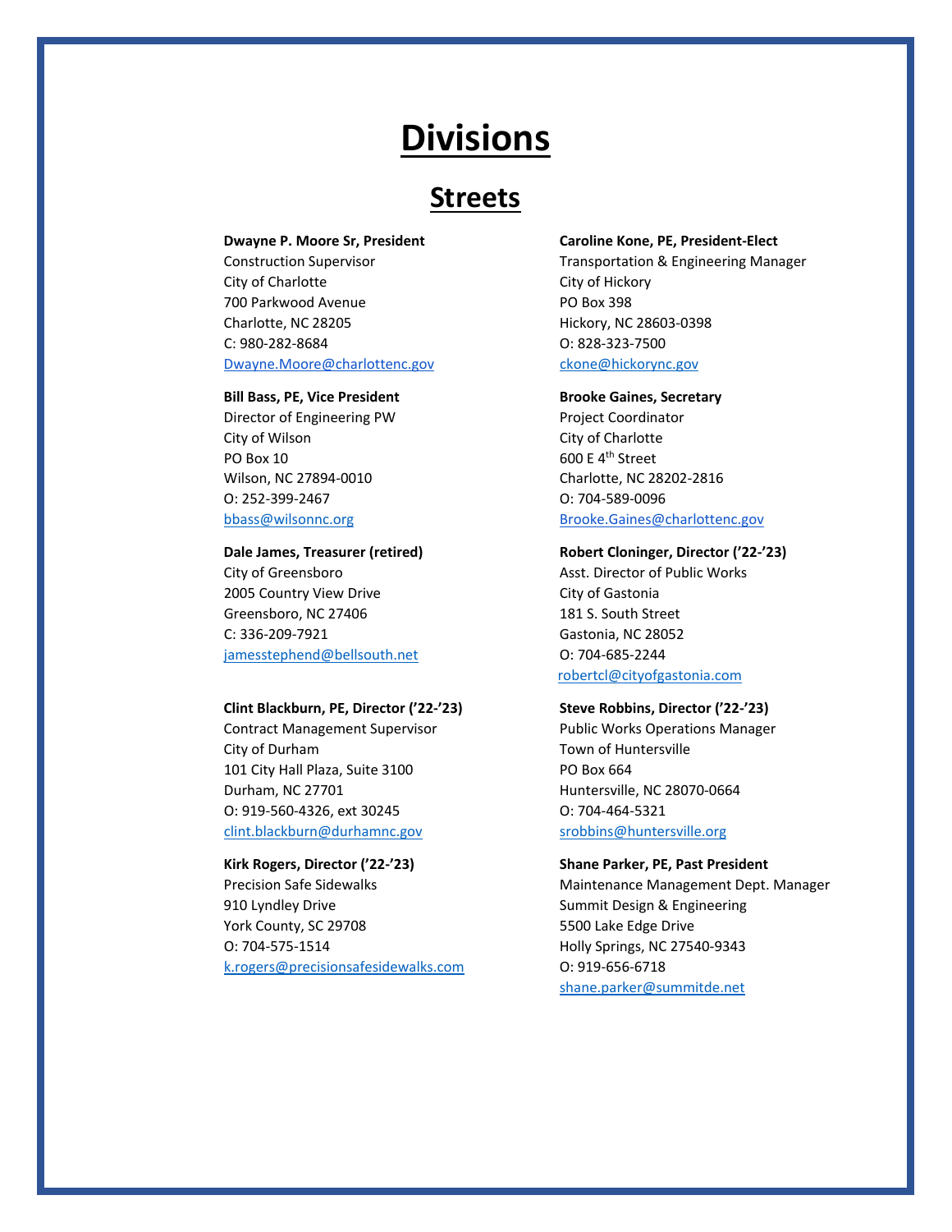# Divisions

## Streets

**Dwayne P. Moore Sr, President**
Construction Supervisor
City of Charlotte
700 Parkwood Avenue
Charlotte, NC 28205
C: 980-282-8684
Dwayne.Moore@charlottenc.gov

**Caroline Kone, PE, President-Elect**
Transportation & Engineering Manager
City of Hickory
PO Box 398
Hickory, NC 28603-0398
O: 828-323-7500
ckone@hickorync.gov

**Bill Bass, PE, Vice President**
Director of Engineering PW
City of Wilson
PO Box 10
Wilson, NC 27894-0010
O: 252-399-2467
bbass@wilsonnc.org

**Brooke Gaines, Secretary**
Project Coordinator
City of Charlotte
600 E 4th Street
Charlotte, NC 28202-2816
O: 704-589-0096
Brooke.Gaines@charlottenc.gov

**Dale James, Treasurer (retired)**
City of Greensboro
2005 Country View Drive
Greensboro, NC 27406
C: 336-209-7921
jamesstephend@bellsouth.net

**Robert Cloninger, Director ('22-'23)**
Asst. Director of Public Works
City of Gastonia
181 S. South Street
Gastonia, NC 28052
O: 704-685-2244
robertcl@cityofgastonia.com

**Clint Blackburn, PE, Director ('22-'23)**
Contract Management Supervisor
City of Durham
101 City Hall Plaza, Suite 3100
Durham, NC 27701
O: 919-560-4326, ext 30245
clint.blackburn@durhamnc.gov

**Steve Robbins, Director ('22-'23)**
Public Works Operations Manager
Town of Huntersville
PO Box 664
Huntersville, NC 28070-0664
O: 704-464-5321
srobbins@huntersville.org

**Kirk Rogers, Director ('22-'23)**
Precision Safe Sidewalks
910 Lyndley Drive
York County, SC 29708
O: 704-575-1514
k.rogers@precisionsafesidewalks.com

**Shane Parker, PE, Past President**
Maintenance Management Dept. Manager
Summit Design & Engineering
5500 Lake Edge Drive
Holly Springs, NC 27540-9343
O: 919-656-6718
shane.parker@summitde.net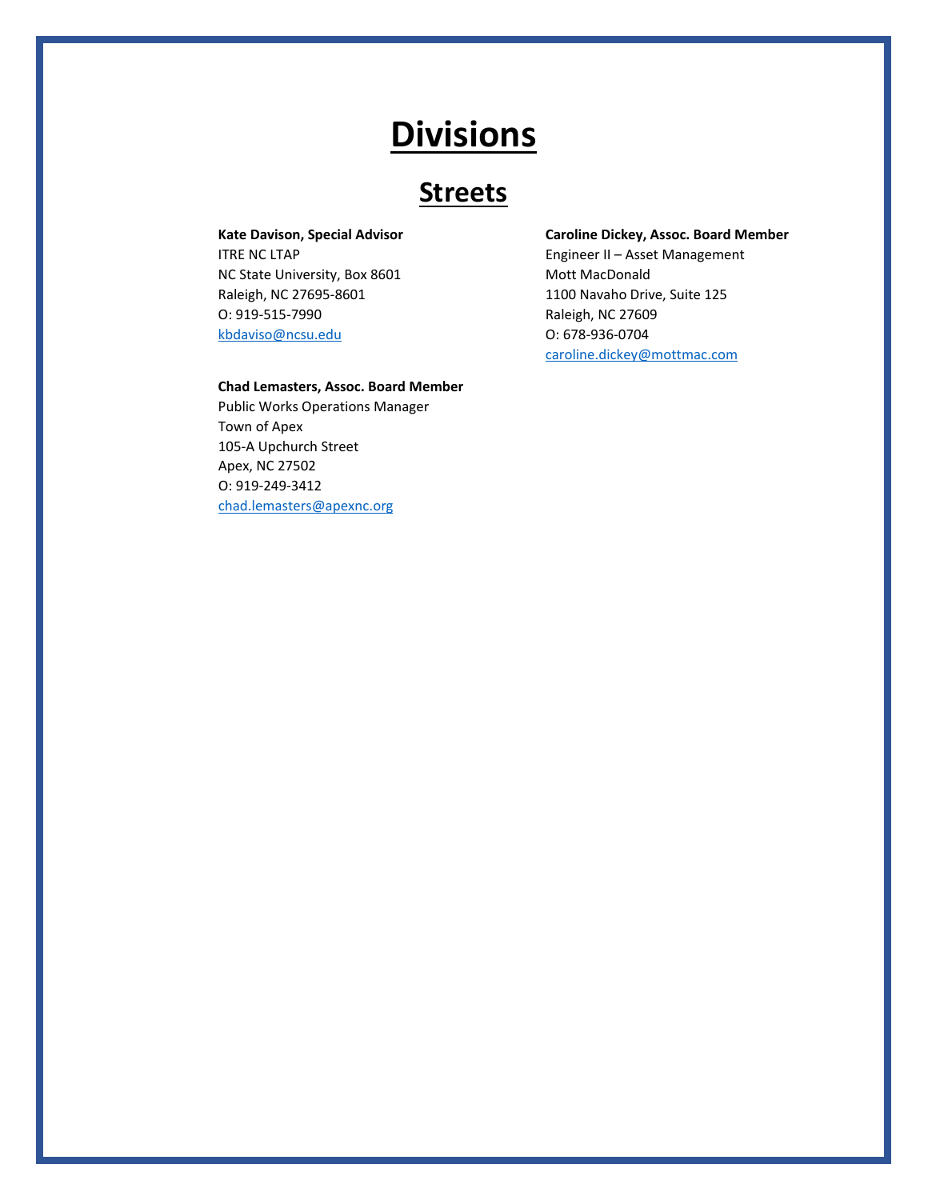# Divisions

## Streets

**Kate Davison, Special Advisor**
ITRE NC LTAP
NC State University, Box 8601
Raleigh, NC 27695-8601
O: 919-515-7990
kbdaviso@ncsu.edu

**Chad Lemasters, Assoc. Board Member**
Public Works Operations Manager
Town of Apex
105-A Upchurch Street
Apex, NC 27502
O: 919-249-3412
chad.lemasters@apexnc.org

**Caroline Dickey, Assoc. Board Member**
Engineer II – Asset Management
Mott MacDonald
1100 Navaho Drive, Suite 125
Raleigh, NC 27609
O: 678-936-0704
caroline.dickey@mottmac.com